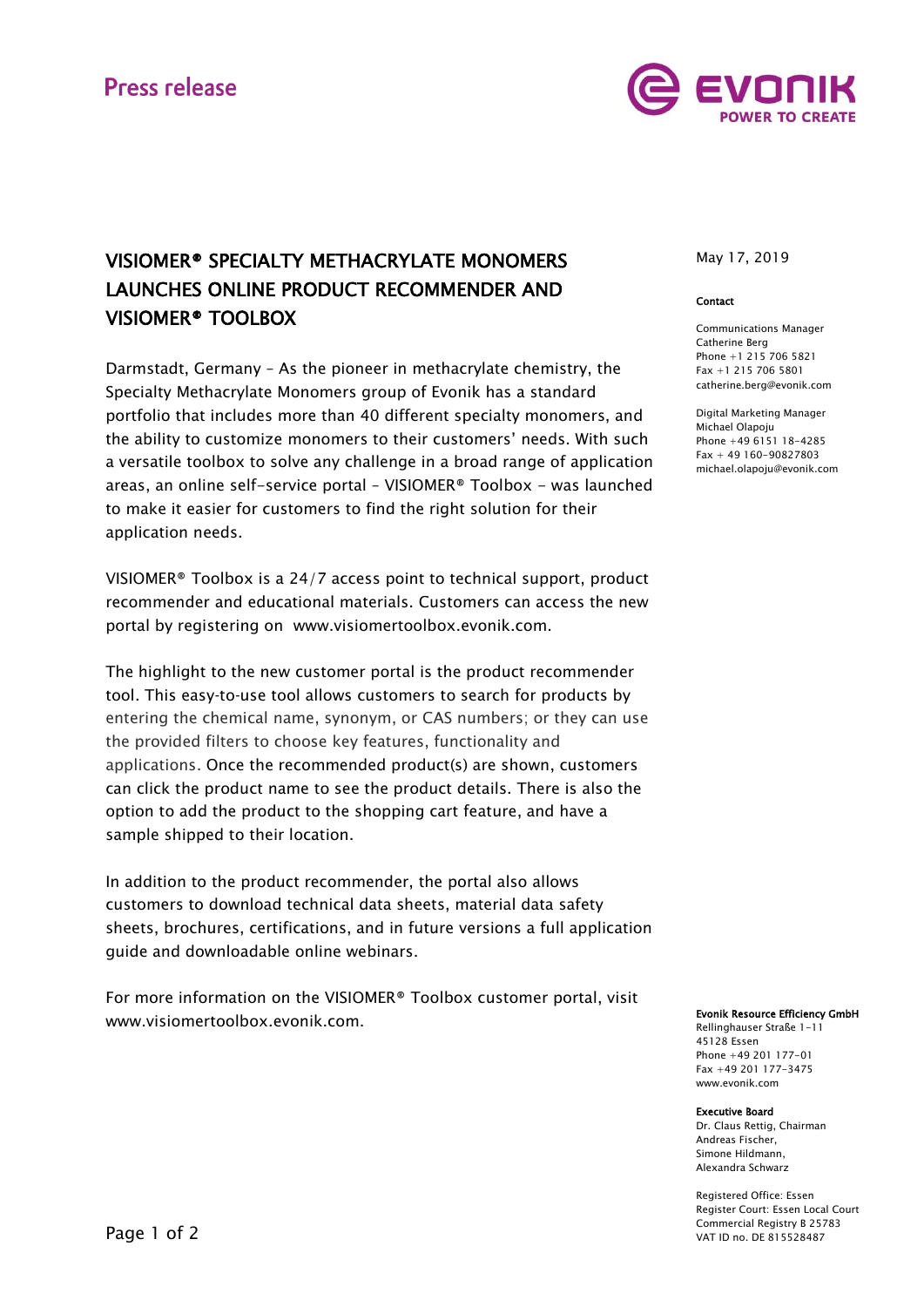Press release

# VISIOMER® SPECIALTY METHACRYLATE MONOMERS LAUNCHES ONLINE PRODUCT RECOMMENDER AND VISIOMER® TOOLBOX

May 17, 2019

**Contact**

Communications Manager
Catherine Berg
Phone +1 215 706 5821
Fax +1 215 706 5801
catherine.berg@evonik.com

Digital Marketing Manager
Michael Olapoju
Phone +49 6151 18-4285
Fax + 49 160-90827803
michael.olapoju@evonik.com

Darmstadt, Germany – As the pioneer in methacrylate chemistry, the Specialty Methacrylate Monomers group of Evonik has a standard portfolio that includes more than 40 different specialty monomers, and the ability to customize monomers to their customers' needs. With such a versatile toolbox to solve any challenge in a broad range of application areas, an online self-service portal – VISIOMER® Toolbox - was launched to make it easier for customers to find the right solution for their application needs.

VISIOMER® Toolbox is a 24/7 access point to technical support, product recommender and educational materials. Customers can access the new portal by registering on www.visiomertoolbox.evonik.com.

The highlight to the new customer portal is the product recommender tool. This easy-to-use tool allows customers to search for products by entering the chemical name, synonym, or CAS numbers; or they can use the provided filters to choose key features, functionality and applications. Once the recommended product(s) are shown, customers can click the product name to see the product details. There is also the option to add the product to the shopping cart feature, and have a sample shipped to their location.

In addition to the product recommender, the portal also allows customers to download technical data sheets, material data safety sheets, brochures, certifications, and in future versions a full application guide and downloadable online webinars.

For more information on the VISIOMER® Toolbox customer portal, visit www.visiomertoolbox.evonik.com.

**Evonik Resource Efficiency GmbH**
Rellinghauser Straße 1-11
45128 Essen
Phone +49 201 177-01
Fax +49 201 177-3475
www.evonik.com

**Executive Board**
Dr. Claus Rettig, Chairman
Andreas Fischer,
Simone Hildmann,
Alexandra Schwarz

Registered Office: Essen
Register Court: Essen Local Court
Commercial Registry B 25783
VAT ID no. DE 815528487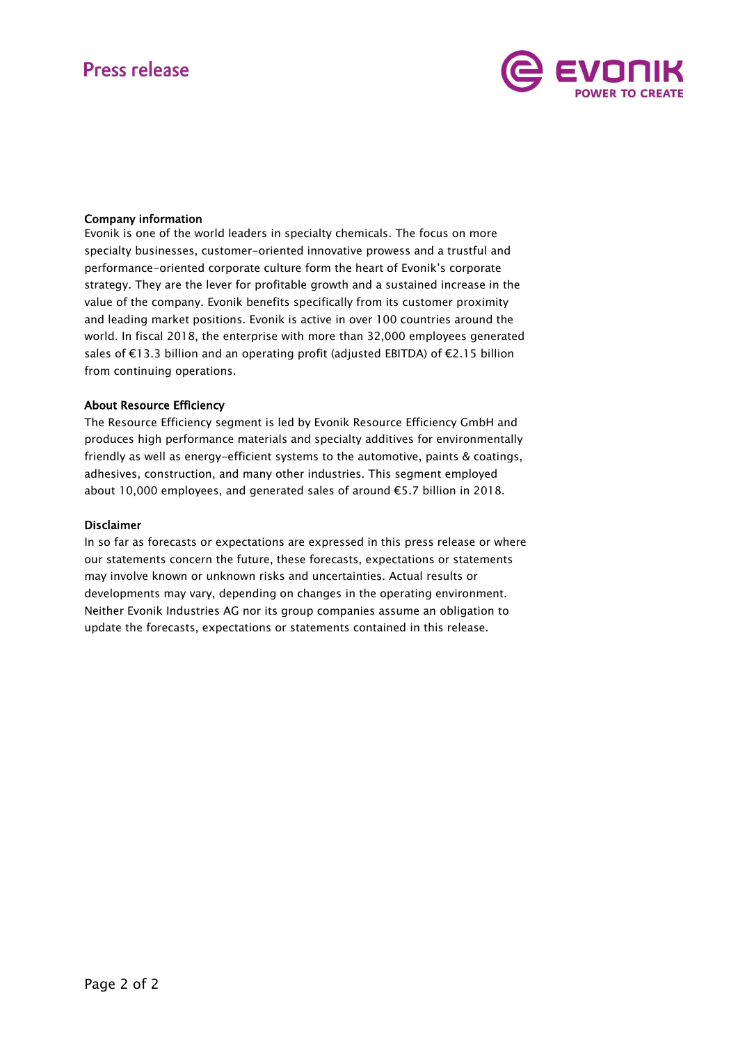**Company information**

Evonik is one of the world leaders in specialty chemicals. The focus on more specialty businesses, customer-oriented innovative prowess and a trustful and performance-oriented corporate culture form the heart of Evonik's corporate strategy. They are the lever for profitable growth and a sustained increase in the value of the company. Evonik benefits specifically from its customer proximity and leading market positions. Evonik is active in over 100 countries around the world. In fiscal 2018, the enterprise with more than 32,000 employees generated sales of €13.3 billion and an operating profit (adjusted EBITDA) of €2.15 billion from continuing operations.

**About Resource Efficiency**

The Resource Efficiency segment is led by Evonik Resource Efficiency GmbH and produces high performance materials and specialty additives for environmentally friendly as well as energy-efficient systems to the automotive, paints & coatings, adhesives, construction, and many other industries. This segment employed about 10,000 employees, and generated sales of around €5.7 billion in 2018.

**Disclaimer**

In so far as forecasts or expectations are expressed in this press release or where our statements concern the future, these forecasts, expectations or statements may involve known or unknown risks and uncertainties. Actual results or developments may vary, depending on changes in the operating environment. Neither Evonik Industries AG nor its group companies assume an obligation to update the forecasts, expectations or statements contained in this release.